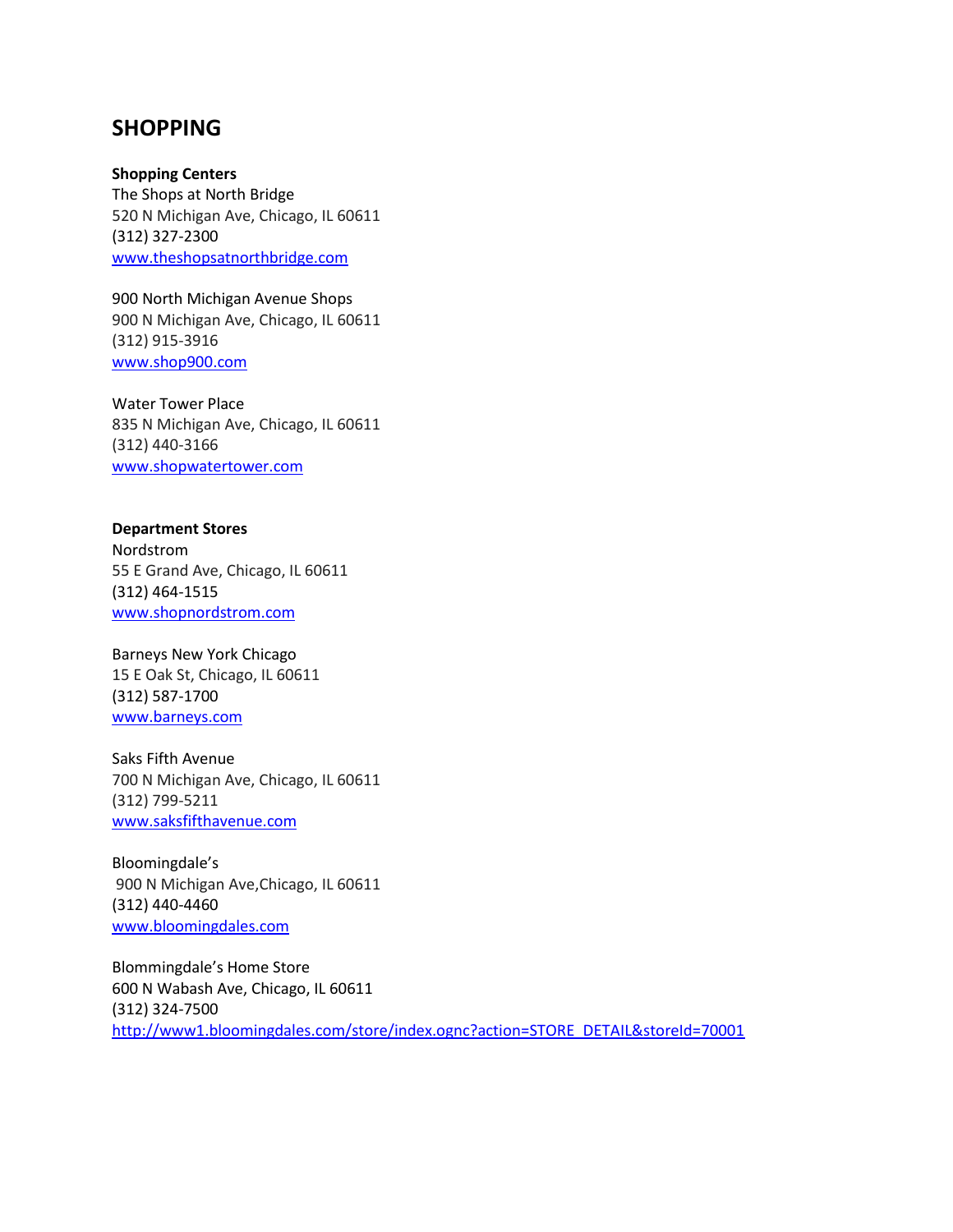# SHOPPING

**Shopping Centers**

The Shops at North Bridge
520 N Michigan Ave, Chicago, IL 60611
(312) 327-2300
www.theshopsatnorthbridge.com

900 North Michigan Avenue Shops
900 N Michigan Ave, Chicago, IL 60611
(312) 915-3916
www.shop900.com

Water Tower Place
835 N Michigan Ave, Chicago, IL 60611
(312) 440-3166
www.shopwatertower.com

**Department Stores**

Nordstrom
55 E Grand Ave, Chicago, IL 60611
(312) 464-1515
www.shopnordstrom.com

Barneys New York Chicago
15 E Oak St, Chicago, IL 60611
(312) 587-1700
www.barneys.com

Saks Fifth Avenue
700 N Michigan Ave, Chicago, IL 60611
(312) 799-5211
www.saksfifthavenue.com

Bloomingdale's
900 N Michigan Ave,Chicago, IL 60611
(312) 440-4460
www.bloomingdales.com

Blommingdale's Home Store
600 N Wabash Ave, Chicago, IL 60611
(312) 324-7500
http://www1.bloomingdales.com/store/index.ognc?action=STORE_DETAIL&storeId=70001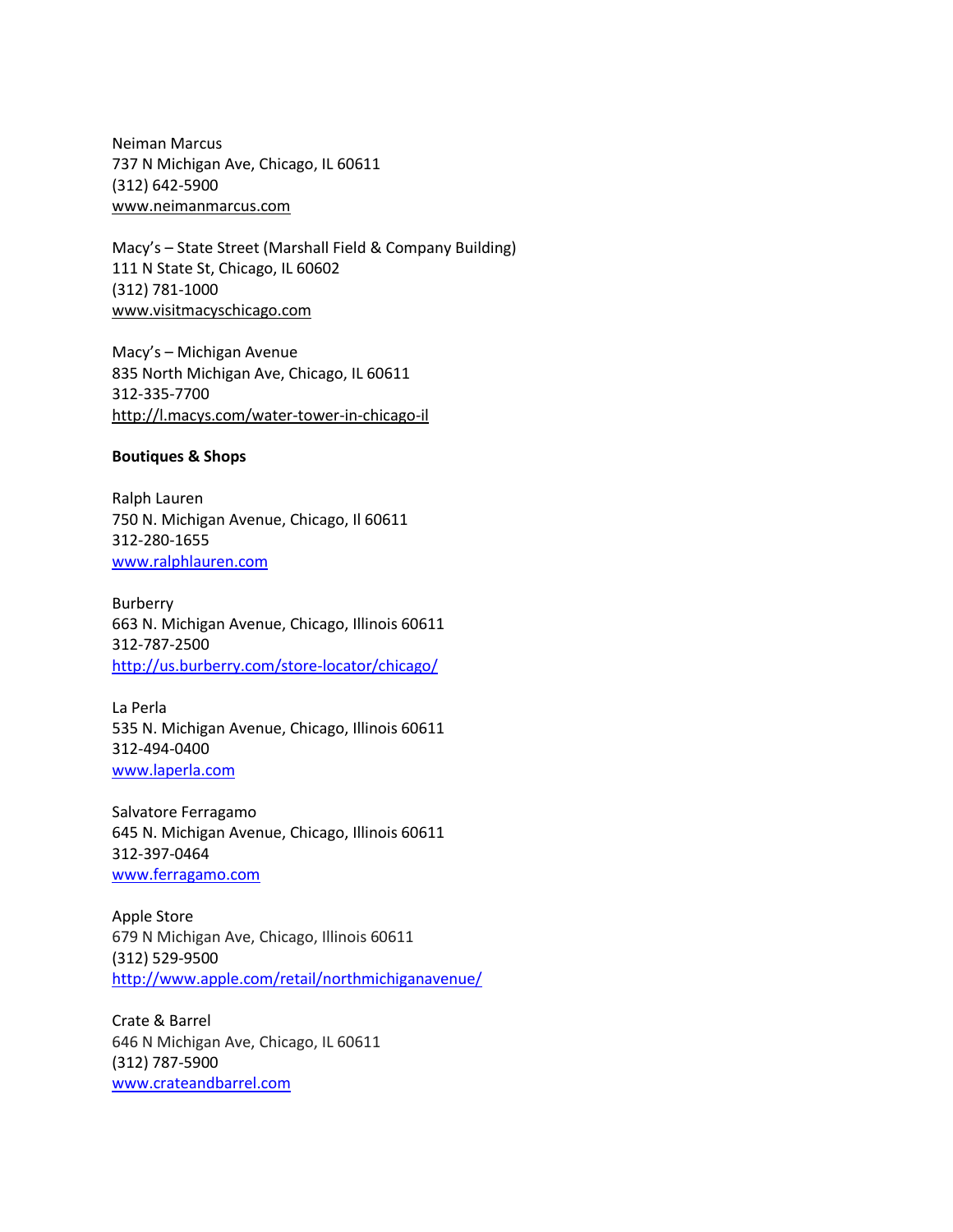Neiman Marcus
737 N Michigan Ave, Chicago, IL 60611
(312) 642-5900
www.neimanmarcus.com

Macy's – State Street (Marshall Field & Company Building)
111 N State St, Chicago, IL 60602
(312) 781-1000
www.visitmacyschicago.com

Macy's – Michigan Avenue
835 North Michigan Ave, Chicago, IL 60611
312-335-7700
http://l.macys.com/water-tower-in-chicago-il

**Boutiques & Shops**

Ralph Lauren
750 N. Michigan Avenue, Chicago, Il 60611
312-280-1655
www.ralphlauren.com

Burberry
663 N. Michigan Avenue, Chicago, Illinois 60611
312-787-2500
http://us.burberry.com/store-locator/chicago/

La Perla
535 N. Michigan Avenue, Chicago, Illinois 60611
312-494-0400
www.laperla.com

Salvatore Ferragamo
645 N. Michigan Avenue, Chicago, Illinois 60611
312-397-0464
www.ferragamo.com

Apple Store
679 N Michigan Ave, Chicago, Illinois 60611
(312) 529-9500
http://www.apple.com/retail/northmichiganavenue/

Crate & Barrel
646 N Michigan Ave, Chicago, IL 60611
(312) 787-5900
www.crateandbarrel.com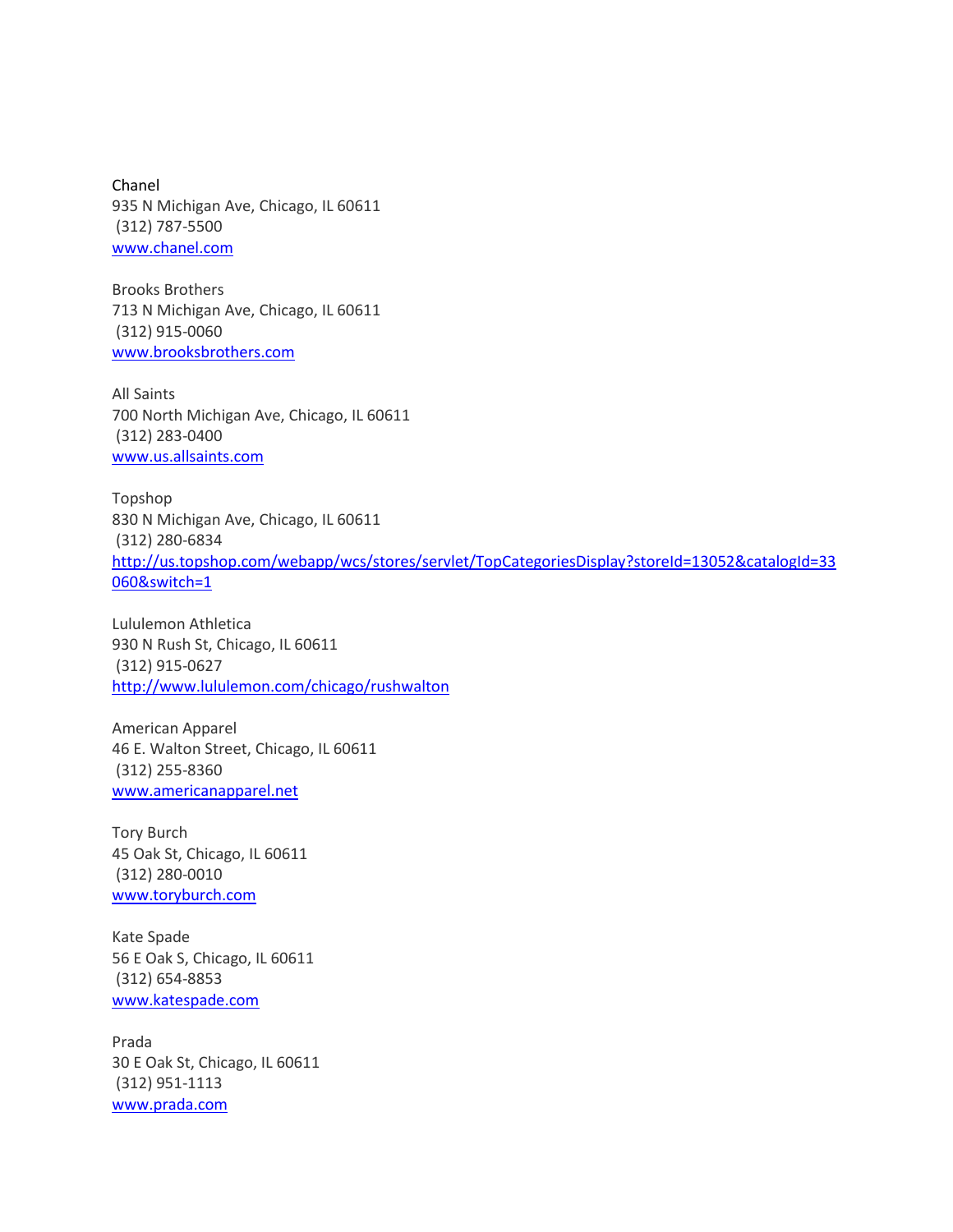Chanel
935 N Michigan Ave, Chicago, IL 60611
(312) 787-5500
www.chanel.com

Brooks Brothers
713 N Michigan Ave, Chicago, IL 60611
(312) 915-0060
www.brooksbrothers.com

All Saints
700 North Michigan Ave, Chicago, IL 60611
(312) 283-0400
www.us.allsaints.com

Topshop
830 N Michigan Ave, Chicago, IL 60611
(312) 280-6834
http://us.topshop.com/webapp/wcs/stores/servlet/TopCategoriesDisplay?storeId=13052&catalogId=33060&switch=1

Lululemon Athletica
930 N Rush St, Chicago, IL 60611
(312) 915-0627
http://www.lululemon.com/chicago/rushwalton

American Apparel
46 E. Walton Street, Chicago, IL 60611
(312) 255-8360
www.americanapparel.net

Tory Burch
45 Oak St, Chicago, IL 60611
(312) 280-0010
www.toryburch.com

Kate Spade
56 E Oak S, Chicago, IL 60611
(312) 654-8853
www.katespade.com

Prada
30 E Oak St, Chicago, IL 60611
(312) 951-1113
www.prada.com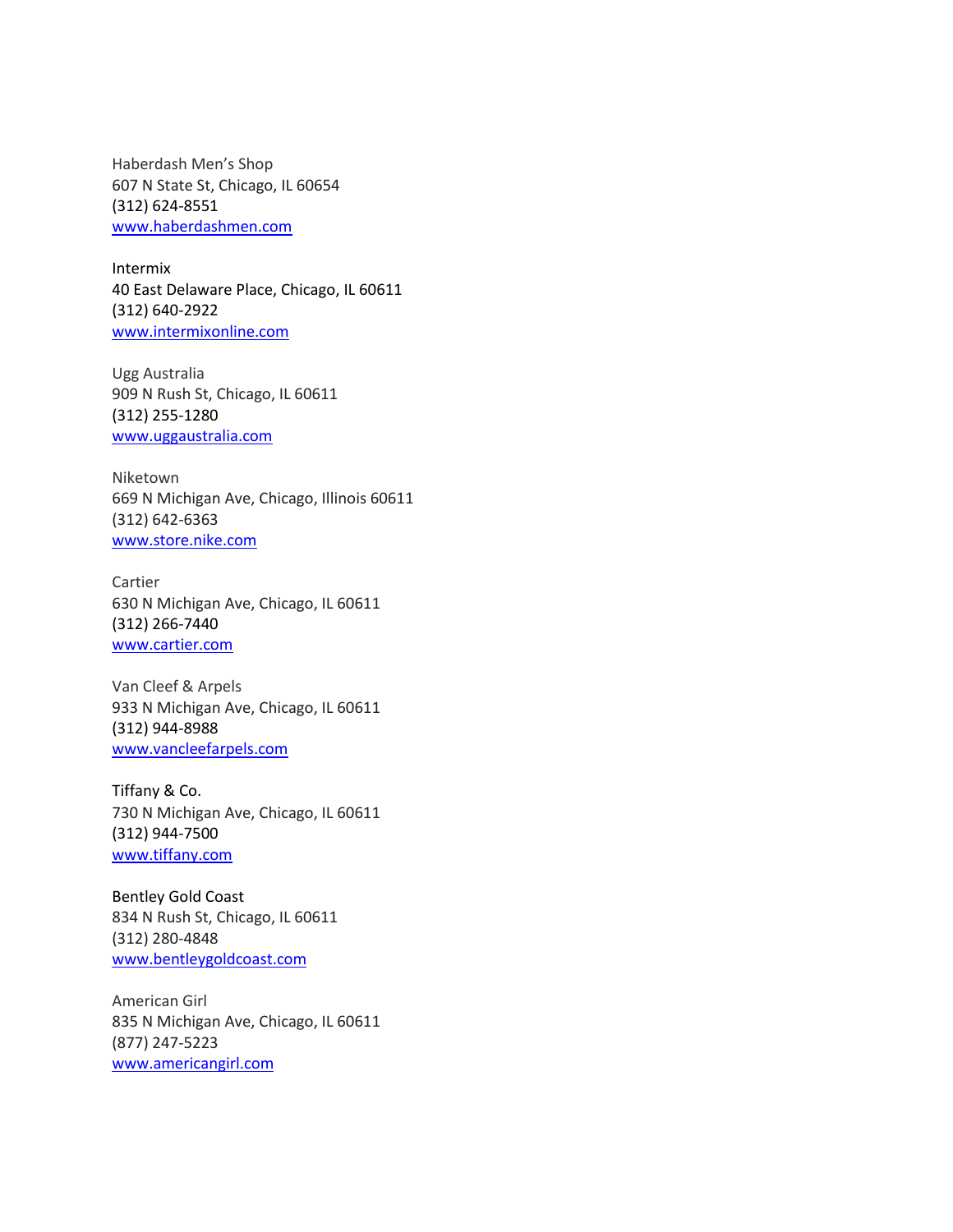Haberdash Men's Shop
607 N State St, Chicago, IL 60654
(312) 624-8551
www.haberdashmen.com

Intermix
40 East Delaware Place, Chicago, IL 60611
(312) 640-2922
www.intermixonline.com

Ugg Australia
909 N Rush St, Chicago, IL 60611
(312) 255-1280
www.uggaustralia.com

Niketown
669 N Michigan Ave, Chicago, Illinois 60611
(312) 642-6363
www.store.nike.com

Cartier
630 N Michigan Ave, Chicago, IL 60611
(312) 266-7440
www.cartier.com

Van Cleef & Arpels
933 N Michigan Ave, Chicago, IL 60611
(312) 944-8988
www.vancleefarpels.com

Tiffany & Co.
730 N Michigan Ave, Chicago, IL 60611
(312) 944-7500
www.tiffany.com

Bentley Gold Coast
834 N Rush St, Chicago, IL 60611
(312) 280-4848
www.bentleygoldcoast.com

American Girl
835 N Michigan Ave, Chicago, IL 60611
(877) 247-5223
www.americangirl.com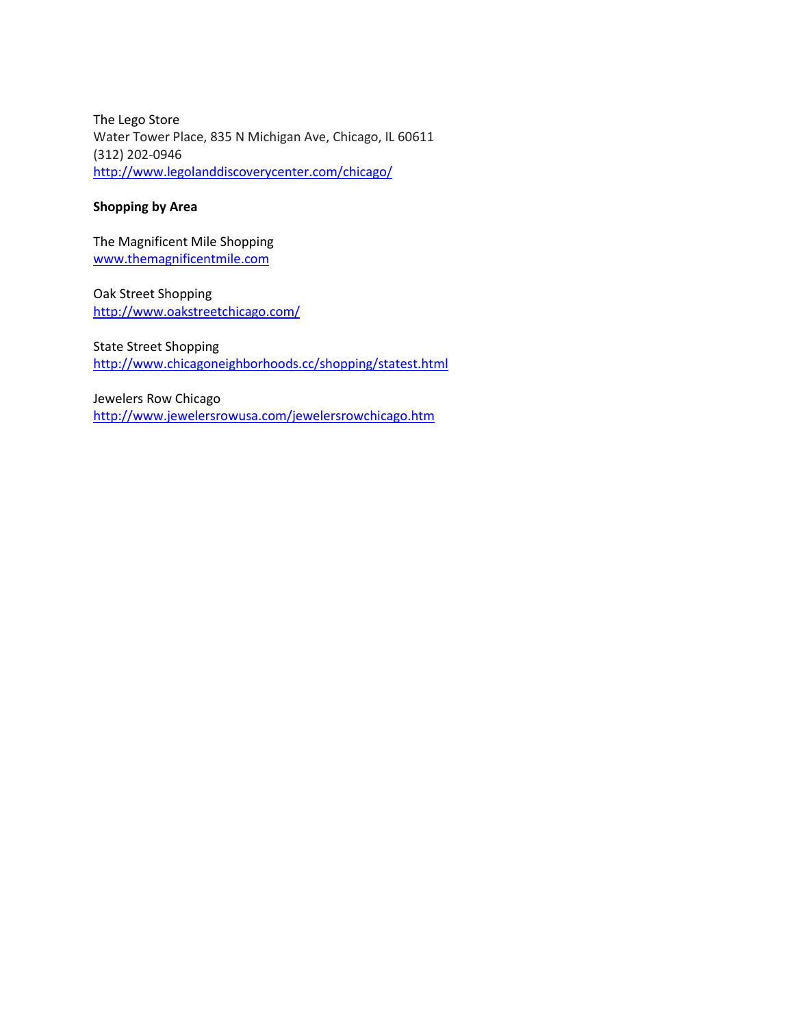The Lego Store
Water Tower Place, 835 N Michigan Ave, Chicago, IL 60611
(312) 202-0946
http://www.legolanddiscoverycenter.com/chicago/

**Shopping by Area**

The Magnificent Mile Shopping
www.themagnificentmile.com

Oak Street Shopping
http://www.oakstreetchicago.com/

State Street Shopping
http://www.chicagoneighborhoods.cc/shopping/statest.html

Jewelers Row Chicago
http://www.jewelersrowusa.com/jewelersrowchicago.htm